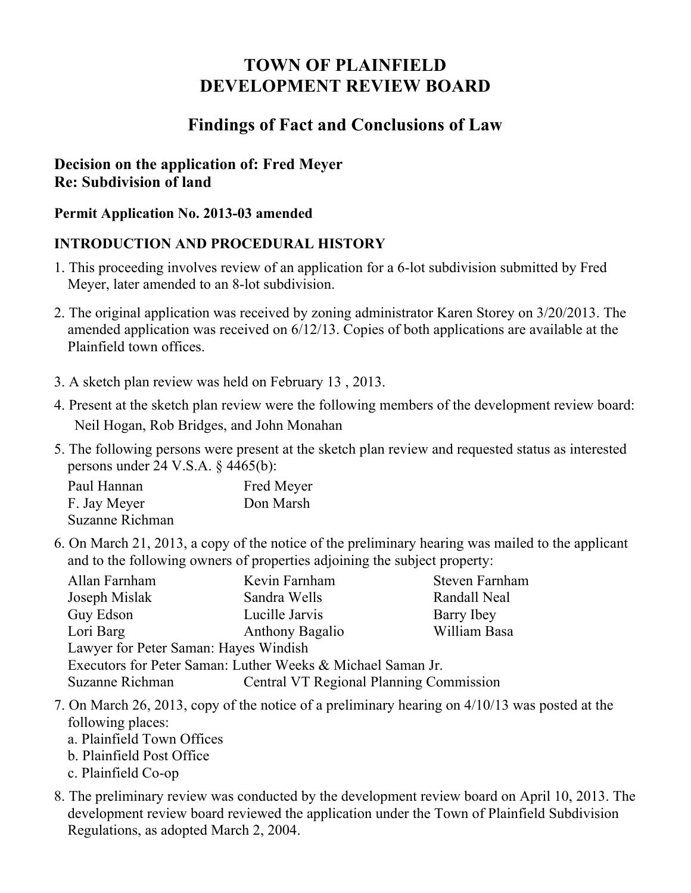# TOWN OF PLAINFIELD
# DEVELOPMENT REVIEW BOARD

## Findings of Fact and Conclusions of Law

**Decision on the application of: Fred Meyer**
**Re: Subdivision of land**

**Permit Application No. 2013-03 amended**

### INTRODUCTION AND PROCEDURAL HISTORY

1. This proceeding involves review of an application for a 6-lot subdivision submitted by Fred Meyer, later amended to an 8-lot subdivision.

2. The original application was received by zoning administrator Karen Storey on 3/20/2013. The amended application was received on 6/12/13. Copies of both applications are available at the Plainfield town offices.

3. A sketch plan review was held on February 13 , 2013.

4. Present at the sketch plan review were the following members of the development review board:
   Neil Hogan, Rob Bridges, and John Monahan

5. The following persons were present at the sketch plan review and requested status as interested persons under 24 V.S.A. § 4465(b):

   Paul Hannan
   Fred Meyer
   F. Jay Meyer
   Don Marsh
   Suzanne Richman

6. On March 21, 2013, a copy of the notice of the preliminary hearing was mailed to the applicant and to the following owners of properties adjoining the subject property:

   Allan Farnham
   Kevin Farnham
   Steven Farnham
   Joseph Mislak
   Sandra Wells
   Randall Neal
   Guy Edson
   Lucille Jarvis
   Barry Ibey
   Lori Barg
   Anthony Bagalio
   William Basa
   Lawyer for Peter Saman: Hayes Windish
   Executors for Peter Saman: Luther Weeks & Michael Saman Jr.
   Suzanne Richman
   Central VT Regional Planning Commission

7. On March 26, 2013, copy of the notice of a preliminary hearing on 4/10/13 was posted at the following places:
   a. Plainfield Town Offices
   b. Plainfield Post Office
   c. Plainfield Co-op

8. The preliminary review was conducted by the development review board on April 10, 2013. The development review board reviewed the application under the Town of Plainfield Subdivision Regulations, as adopted March 2, 2004.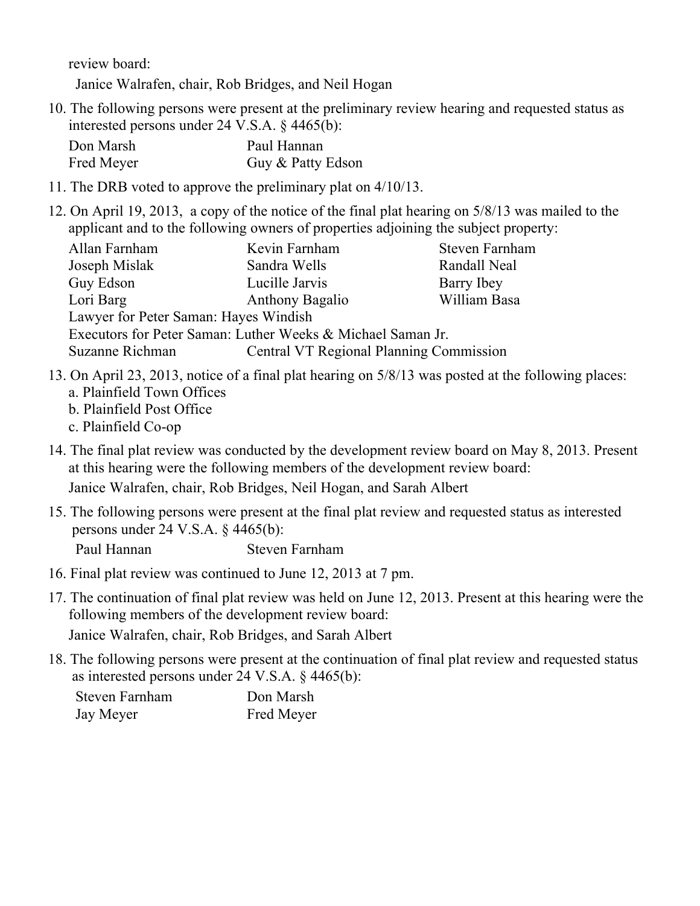review board:

Janice Walrafen, chair, Rob Bridges, and Neil Hogan

10. The following persons were present at the preliminary review hearing and requested status as interested persons under 24 V.S.A. § 4465(b):

| | |
|---|---|
| Don Marsh | Paul Hannan |
| Fred Meyer | Guy & Patty Edson |

11. The DRB voted to approve the preliminary plat on 4/10/13.

12. On April 19, 2013, a copy of the notice of the final plat hearing on 5/8/13 was mailed to the applicant and to the following owners of properties adjoining the subject property:

| | | |
|---|---|---|
| Allan Farnham | Kevin Farnham | Steven Farnham |
| Joseph Mislak | Sandra Wells | Randall Neal |
| Guy Edson | Lucille Jarvis | Barry Ibey |
| Lori Barg | Anthony Bagalio | William Basa |

Lawyer for Peter Saman: Hayes Windish
Executors for Peter Saman: Luther Weeks & Michael Saman Jr.

| | |
|---|---|
| Suzanne Richman | Central VT Regional Planning Commission |

13. On April 23, 2013, notice of a final plat hearing on 5/8/13 was posted at the following places:
    a. Plainfield Town Offices
    b. Plainfield Post Office
    c. Plainfield Co-op

14. The final plat review was conducted by the development review board on May 8, 2013. Present at this hearing were the following members of the development review board:

    Janice Walrafen, chair, Rob Bridges, Neil Hogan, and Sarah Albert

15. The following persons were present at the final plat review and requested status as interested persons under 24 V.S.A. § 4465(b):

| | |
|---|---|
| Paul Hannan | Steven Farnham |

16. Final plat review was continued to June 12, 2013 at 7 pm.

17. The continuation of final plat review was held on June 12, 2013. Present at this hearing were the following members of the development review board:

    Janice Walrafen, chair, Rob Bridges, and Sarah Albert

18. The following persons were present at the continuation of final plat review and requested status as interested persons under 24 V.S.A. § 4465(b):

| | |
|---|---|
| Steven Farnham | Don Marsh |
| Jay Meyer | Fred Meyer |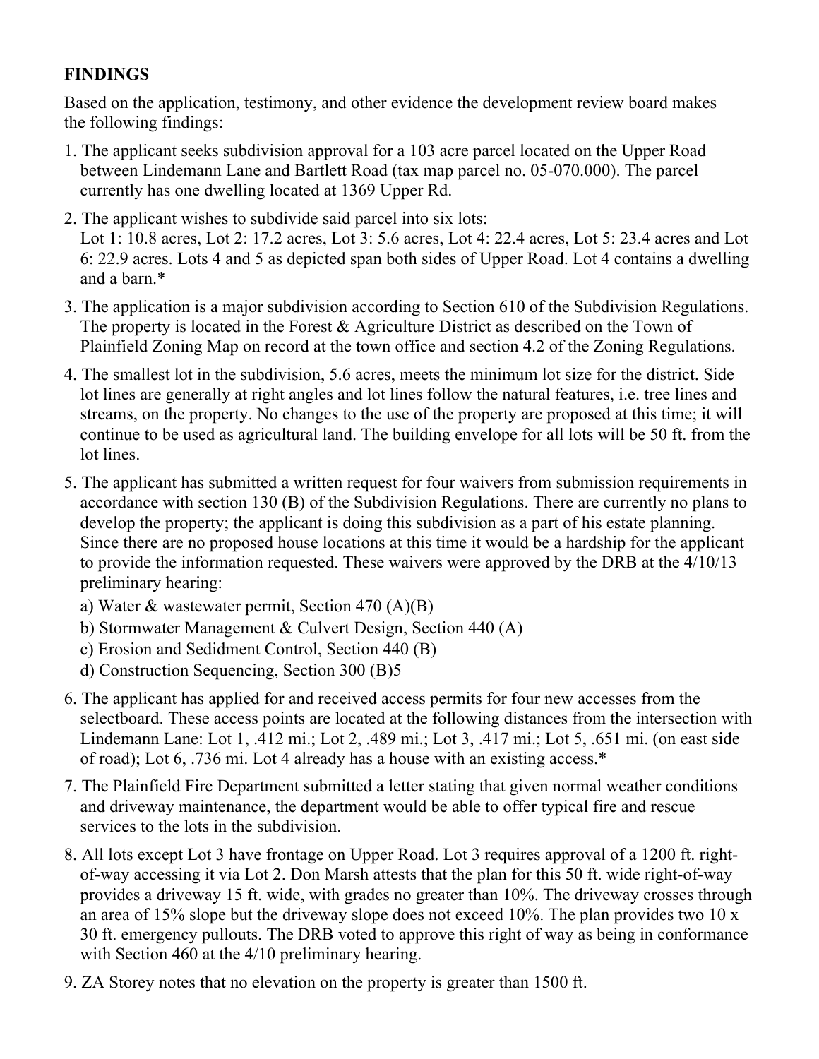**FINDINGS**

Based on the application, testimony, and other evidence the development review board makes the following findings:

1. The applicant seeks subdivision approval for a 103 acre parcel located on the Upper Road between Lindemann Lane and Bartlett Road (tax map parcel no. 05-070.000). The parcel currently has one dwelling located at 1369 Upper Rd.

2. The applicant wishes to subdivide said parcel into six lots:
   Lot 1: 10.8 acres, Lot 2: 17.2 acres, Lot 3: 5.6 acres, Lot 4: 22.4 acres, Lot 5: 23.4 acres and Lot 6: 22.9 acres. Lots 4 and 5 as depicted span both sides of Upper Road. Lot 4 contains a dwelling and a barn.*

3. The application is a major subdivision according to Section 610 of the Subdivision Regulations. The property is located in the Forest & Agriculture District as described on the Town of Plainfield Zoning Map on record at the town office and section 4.2 of the Zoning Regulations.

4. The smallest lot in the subdivision, 5.6 acres, meets the minimum lot size for the district. Side lot lines are generally at right angles and lot lines follow the natural features, i.e. tree lines and streams, on the property. No changes to the use of the property are proposed at this time; it will continue to be used as agricultural land. The building envelope for all lots will be 50 ft. from the lot lines.

5. The applicant has submitted a written request for four waivers from submission requirements in accordance with section 130 (B) of the Subdivision Regulations. There are currently no plans to develop the property; the applicant is doing this subdivision as a part of his estate planning. Since there are no proposed house locations at this time it would be a hardship for the applicant to provide the information requested. These waivers were approved by the DRB at the 4/10/13 preliminary hearing:
   a) Water & wastewater permit, Section 470 (A)(B)
   b) Stormwater Management & Culvert Design, Section 440 (A)
   c) Erosion and Sediment Control, Section 440 (B)
   d) Construction Sequencing, Section 300 (B)5

6. The applicant has applied for and received access permits for four new accesses from the selectboard. These access points are located at the following distances from the intersection with Lindemann Lane: Lot 1, .412 mi.; Lot 2, .489 mi.; Lot 3, .417 mi.; Lot 5, .651 mi. (on east side of road); Lot 6, .736 mi. Lot 4 already has a house with an existing access.*

7. The Plainfield Fire Department submitted a letter stating that given normal weather conditions and driveway maintenance, the department would be able to offer typical fire and rescue services to the lots in the subdivision.

8. All lots except Lot 3 have frontage on Upper Road. Lot 3 requires approval of a 1200 ft. right-of-way accessing it via Lot 2. Don Marsh attests that the plan for this 50 ft. wide right-of-way provides a driveway 15 ft. wide, with grades no greater than 10%. The driveway crosses through an area of 15% slope but the driveway slope does not exceed 10%. The plan provides two 10 x 30 ft. emergency pullouts. The DRB voted to approve this right of way as being in conformance with Section 460 at the 4/10 preliminary hearing.

9. ZA Storey notes that no elevation on the property is greater than 1500 ft.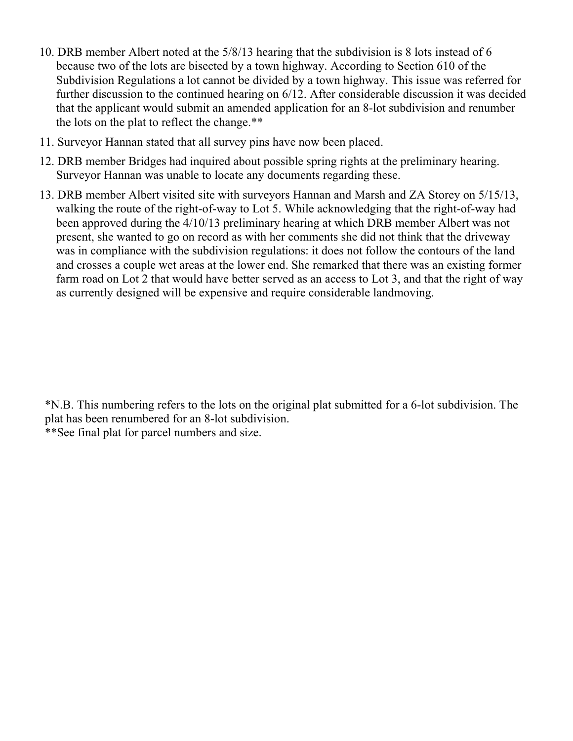10. DRB member Albert noted at the 5/8/13 hearing that the subdivision is 8 lots instead of 6 because two of the lots are bisected by a town highway. According to Section 610 of the Subdivision Regulations a lot cannot be divided by a town highway. This issue was referred for further discussion to the continued hearing on 6/12. After considerable discussion it was decided that the applicant would submit an amended application for an 8-lot subdivision and renumber the lots on the plat to reflect the change.**
11. Surveyor Hannan stated that all survey pins have now been placed.
12. DRB member Bridges had inquired about possible spring rights at the preliminary hearing. Surveyor Hannan was unable to locate any documents regarding these.
13. DRB member Albert visited site with surveyors Hannan and Marsh and ZA Storey on 5/15/13, walking the route of the right-of-way to Lot 5. While acknowledging that the right-of-way had been approved during the 4/10/13 preliminary hearing at which DRB member Albert was not present, she wanted to go on record as with her comments she did not think that the driveway was in compliance with the subdivision regulations: it does not follow the contours of the land and crosses a couple wet areas at the lower end. She remarked that there was an existing former farm road on Lot 2 that would have better served as an access to Lot 3, and that the right of way as currently designed will be expensive and require considerable landmoving.

*N.B. This numbering refers to the lots on the original plat submitted for a 6-lot subdivision. The plat has been renumbered for an 8-lot subdivision.
**See final plat for parcel numbers and size.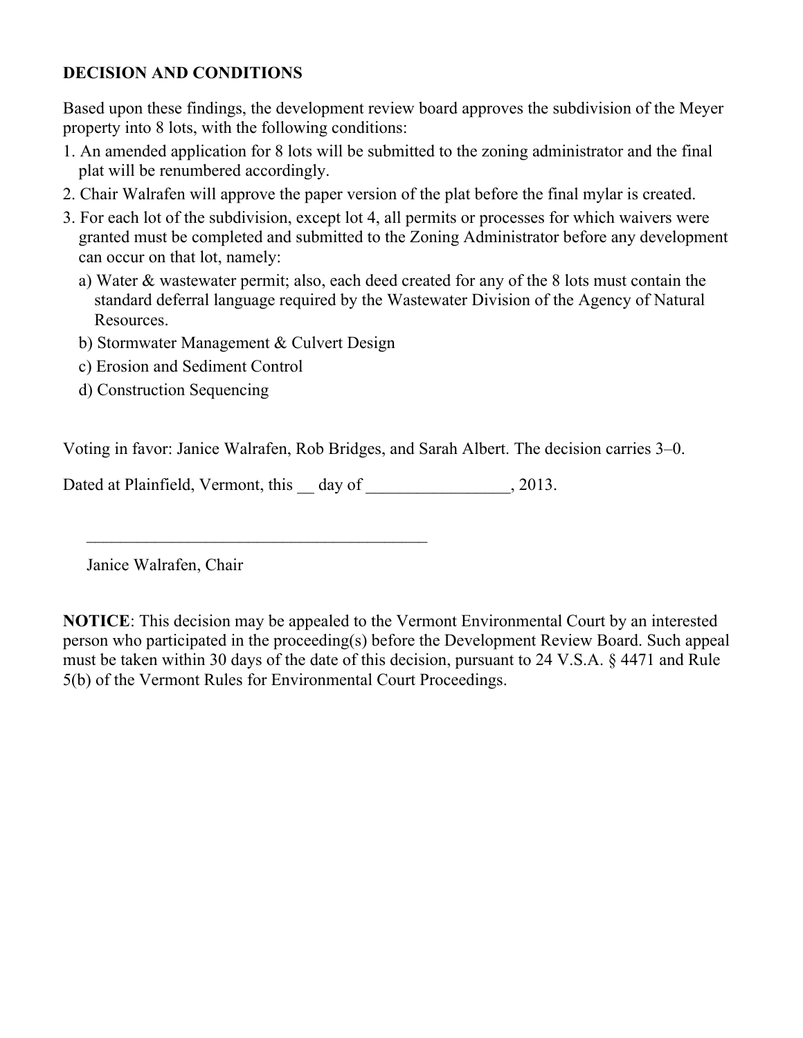**DECISION AND CONDITIONS**

Based upon these findings, the development review board approves the subdivision of the Meyer property into 8 lots, with the following conditions:

1. An amended application for 8 lots will be submitted to the zoning administrator and the final plat will be renumbered accordingly.
2. Chair Walrafen will approve the paper version of the plat before the final mylar is created.
3. For each lot of the subdivision, except lot 4, all permits or processes for which waivers were granted must be completed and submitted to the Zoning Administrator before any development can occur on that lot, namely:
   a) Water & wastewater permit; also, each deed created for any of the 8 lots must contain the standard deferral language required by the Wastewater Division of the Agency of Natural Resources.
   b) Stormwater Management & Culvert Design
   c) Erosion and Sediment Control
   d) Construction Sequencing

Voting in favor: Janice Walrafen, Rob Bridges, and Sarah Albert. The decision carries 3–0.

Dated at Plainfield, Vermont, this __ day of _________________, 2013.

\_\_\_\_\_\_\_\_\_\_\_\_\_\_\_\_\_\_\_\_\_\_\_\_\_\_\_\_\_\_\_\_\_\_\_\_\_\_\_\_\_\_

Janice Walrafen, Chair

**NOTICE**: This decision may be appealed to the Vermont Environmental Court by an interested person who participated in the proceeding(s) before the Development Review Board. Such appeal must be taken within 30 days of the date of this decision, pursuant to 24 V.S.A. § 4471 and Rule 5(b) of the Vermont Rules for Environmental Court Proceedings.